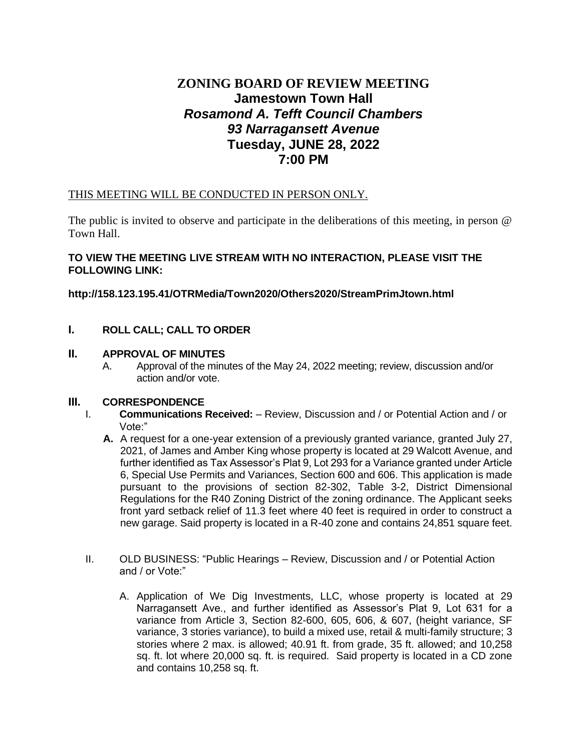# ZONING BOARD OF REVIEW MEETING
## Jamestown Town Hall
### *Rosamond A. Tefft Council Chambers*
### *93 Narragansett Avenue*
### Tuesday, JUNE 28, 2022
### 7:00 PM

THIS MEETING WILL BE CONDUCTED IN PERSON ONLY.

The public is invited to observe and participate in the deliberations of this meeting, in person @ Town Hall.

**TO VIEW THE MEETING LIVE STREAM WITH NO INTERACTION, PLEASE VISIT THE FOLLOWING LINK:**

**http://158.123.195.41/OTRMedia/Town2020/Others2020/StreamPrimJtown.html**

## I. ROLL CALL; CALL TO ORDER

## II. APPROVAL OF MINUTES

A. Approval of the minutes of the May 24, 2022 meeting; review, discussion and/or action and/or vote.

## III. CORRESPONDENCE

I. **Communications Received:** – Review, Discussion and / or Potential Action and / or Vote:"

**A.** A request for a one-year extension of a previously granted variance, granted July 27, 2021, of James and Amber King whose property is located at 29 Walcott Avenue, and further identified as Tax Assessor's Plat 9, Lot 293 for a Variance granted under Article 6, Special Use Permits and Variances, Section 600 and 606. This application is made pursuant to the provisions of section 82-302, Table 3-2, District Dimensional Regulations for the R40 Zoning District of the zoning ordinance. The Applicant seeks front yard setback relief of 11.3 feet where 40 feet is required in order to construct a new garage. Said property is located in a R-40 zone and contains 24,851 square feet.

II. OLD BUSINESS: "Public Hearings – Review, Discussion and / or Potential Action and / or Vote:"

A. Application of We Dig Investments, LLC, whose property is located at 29 Narragansett Ave., and further identified as Assessor's Plat 9, Lot 631 for a variance from Article 3, Section 82-600, 605, 606, & 607, (height variance, SF variance, 3 stories variance), to build a mixed use, retail & multi-family structure; 3 stories where 2 max. is allowed; 40.91 ft. from grade, 35 ft. allowed; and 10,258 sq. ft. lot where 20,000 sq. ft. is required. Said property is located in a CD zone and contains 10,258 sq. ft.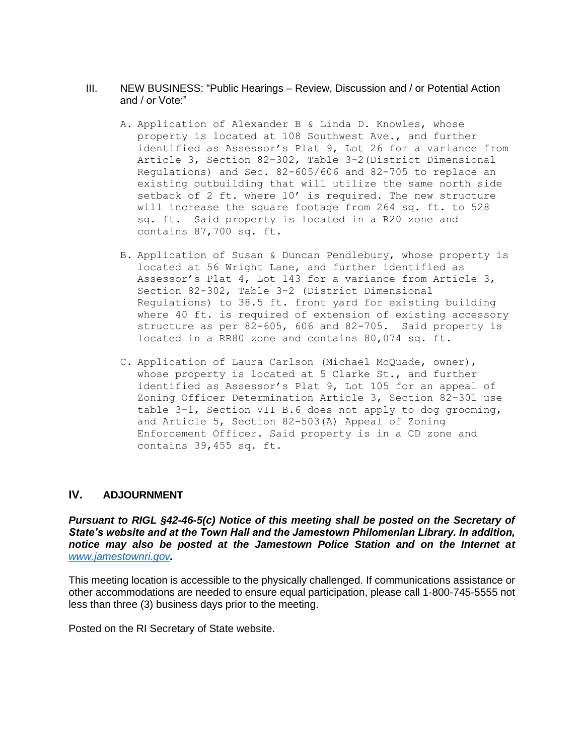III. NEW BUSINESS: "Public Hearings – Review, Discussion and / or Potential Action and / or Vote:"

A. Application of Alexander B & Linda D. Knowles, whose property is located at 108 Southwest Ave., and further identified as Assessor's Plat 9, Lot 26 for a variance from Article 3, Section 82-302, Table 3-2(District Dimensional Regulations) and Sec. 82-605/606 and 82-705 to replace an existing outbuilding that will utilize the same north side setback of 2 ft. where 10' is required. The new structure will increase the square footage from 264 sq. ft. to 528 sq. ft. Said property is located in a R20 zone and contains 87,700 sq. ft.

B. Application of Susan & Duncan Pendlebury, whose property is located at 56 Wright Lane, and further identified as Assessor's Plat 4, Lot 143 for a variance from Article 3, Section 82-302, Table 3-2 (District Dimensional Regulations) to 38.5 ft. front yard for existing building where 40 ft. is required of extension of existing accessory structure as per 82-605, 606 and 82-705. Said property is located in a RR80 zone and contains 80,074 sq. ft.

C. Application of Laura Carlson (Michael McQuade, owner), whose property is located at 5 Clarke St., and further identified as Assessor's Plat 9, Lot 105 for an appeal of Zoning Officer Determination Article 3, Section 82-301 use table 3-1, Section VII B.6 does not apply to dog grooming, and Article 5, Section 82-503(A) Appeal of Zoning Enforcement Officer. Said property is in a CD zone and contains 39,455 sq. ft.

## IV. ADJOURNMENT

***Pursuant to RIGL §42-46-5(c) Notice of this meeting shall be posted on the Secretary of State's website and at the Town Hall and the Jamestown Philomenian Library. In addition, notice may also be posted at the Jamestown Police Station and on the Internet at www.jamestownri.gov.***

This meeting location is accessible to the physically challenged. If communications assistance or other accommodations are needed to ensure equal participation, please call 1-800-745-5555 not less than three (3) business days prior to the meeting.

Posted on the RI Secretary of State website.